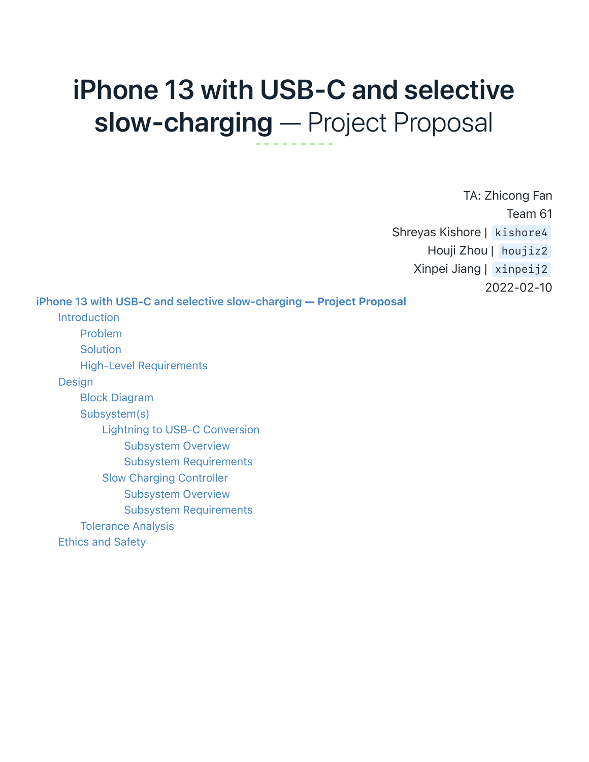# iPhone 13 with USB-C and selective slow-charging — Project Proposal

TA: Zhicong Fan
Team 61
Shreyas Kishore | `kishore4`
Houji Zhou | `houjiz2`
Xinpei Jiang | `xinpeij2`
2022-02-10

- iPhone 13 with USB-C and selective slow-charging — Project Proposal
  - Introduction
    - Problem
    - Solution
    - High-Level Requirements
  - Design
    - Block Diagram
    - Subsystem(s)
      - Lightning to USB-C Conversion
        - Subsystem Overview
        - Subsystem Requirements
      - Slow Charging Controller
        - Subsystem Overview
        - Subsystem Requirements
    - Tolerance Analysis
  - Ethics and Safety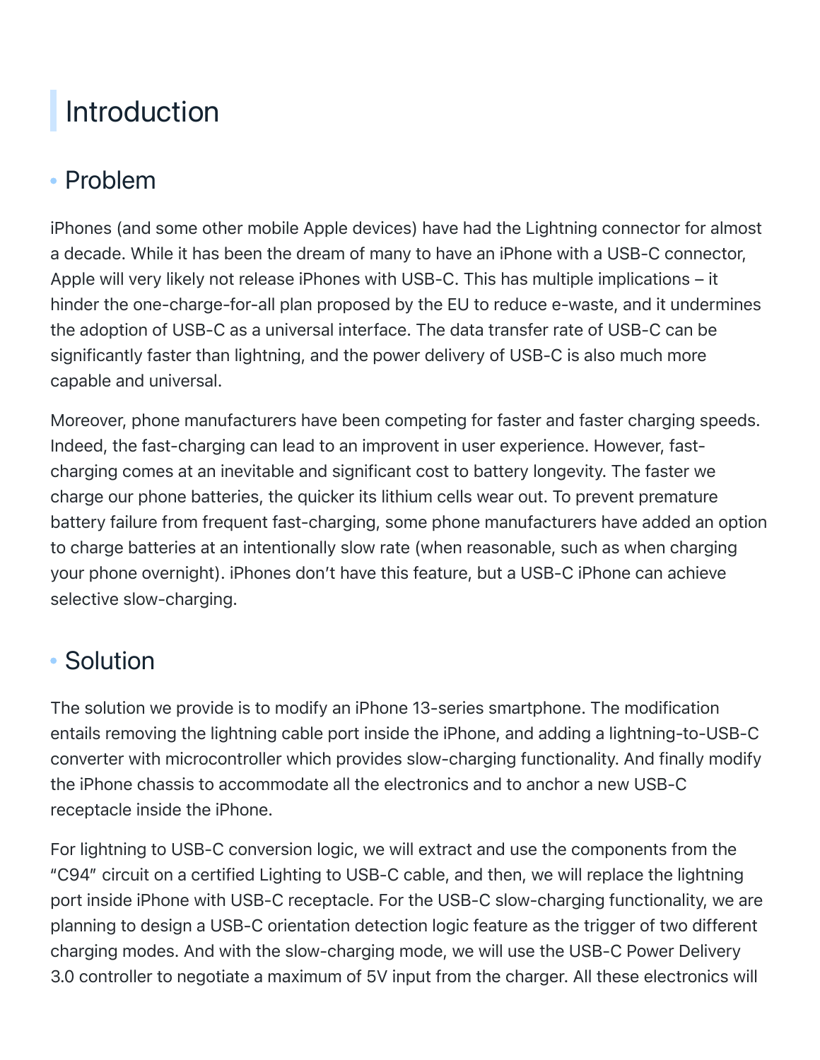# Introduction

## Problem

iPhones (and some other mobile Apple devices) have had the Lightning connector for almost a decade. While it has been the dream of many to have an iPhone with a USB-C connector, Apple will very likely not release iPhones with USB-C. This has multiple implications – it hinder the one-charge-for-all plan proposed by the EU to reduce e-waste, and it undermines the adoption of USB-C as a universal interface. The data transfer rate of USB-C can be significantly faster than lightning, and the power delivery of USB-C is also much more capable and universal.

Moreover, phone manufacturers have been competing for faster and faster charging speeds. Indeed, the fast-charging can lead to an improvent in user experience. However, fast-charging comes at an inevitable and significant cost to battery longevity. The faster we charge our phone batteries, the quicker its lithium cells wear out. To prevent premature battery failure from frequent fast-charging, some phone manufacturers have added an option to charge batteries at an intentionally slow rate (when reasonable, such as when charging your phone overnight). iPhones don't have this feature, but a USB-C iPhone can achieve selective slow-charging.

## Solution

The solution we provide is to modify an iPhone 13-series smartphone. The modification entails removing the lightning cable port inside the iPhone, and adding a lightning-to-USB-C converter with microcontroller which provides slow-charging functionality. And finally modify the iPhone chassis to accommodate all the electronics and to anchor a new USB-C receptacle inside the iPhone.

For lightning to USB-C conversion logic, we will extract and use the components from the "C94" circuit on a certified Lighting to USB-C cable, and then, we will replace the lightning port inside iPhone with USB-C receptacle. For the USB-C slow-charging functionality, we are planning to design a USB-C orientation detection logic feature as the trigger of two different charging modes. And with the slow-charging mode, we will use the USB-C Power Delivery 3.0 controller to negotiate a maximum of 5V input from the charger. All these electronics will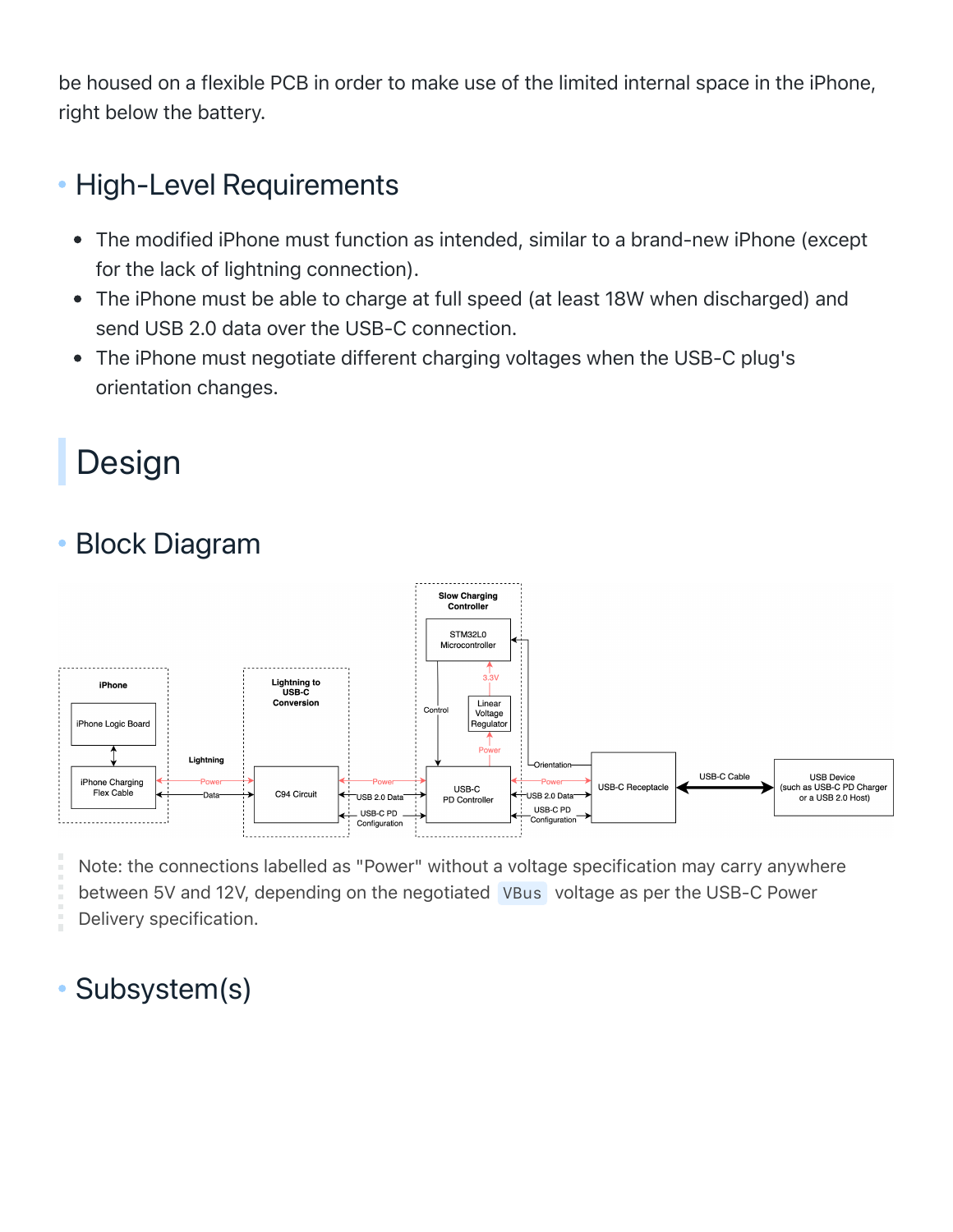be housed on a flexible PCB in order to make use of the limited internal space in the iPhone, right below the battery.

## High-Level Requirements

- The modified iPhone must function as intended, similar to a brand-new iPhone (except for the lack of lightning connection).
- The iPhone must be able to charge at full speed (at least 18W when discharged) and send USB 2.0 data over the USB-C connection.
- The iPhone must negotiate different charging voltages when the USB-C plug's orientation changes.

# Design

## Block Diagram

> Note: the connections labelled as "Power" without a voltage specification may carry anywhere between 5V and 12V, depending on the negotiated `VBus` voltage as per the USB-C Power Delivery specification.

## Subsystem(s)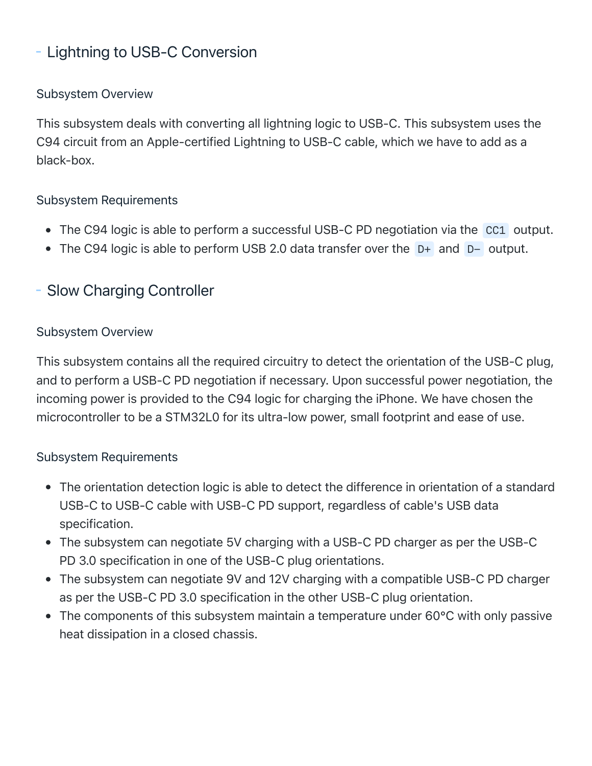## Lightning to USB-C Conversion

### Subsystem Overview

This subsystem deals with converting all lightning logic to USB-C. This subsystem uses the C94 circuit from an Apple-certified Lightning to USB-C cable, which we have to add as a black-box.

### Subsystem Requirements

- The C94 logic is able to perform a successful USB-C PD negotiation via the `CC1` output.
- The C94 logic is able to perform USB 2.0 data transfer over the `D+` and `D−` output.

## Slow Charging Controller

### Subsystem Overview

This subsystem contains all the required circuitry to detect the orientation of the USB-C plug, and to perform a USB-C PD negotiation if necessary. Upon successful power negotiation, the incoming power is provided to the C94 logic for charging the iPhone. We have chosen the microcontroller to be a STM32L0 for its ultra-low power, small footprint and ease of use.

### Subsystem Requirements

- The orientation detection logic is able to detect the difference in orientation of a standard USB-C to USB-C cable with USB-C PD support, regardless of cable's USB data specification.
- The subsystem can negotiate 5V charging with a USB-C PD charger as per the USB-C PD 3.0 specification in one of the USB-C plug orientations.
- The subsystem can negotiate 9V and 12V charging with a compatible USB-C PD charger as per the USB-C PD 3.0 specification in the other USB-C plug orientation.
- The components of this subsystem maintain a temperature under 60°C with only passive heat dissipation in a closed chassis.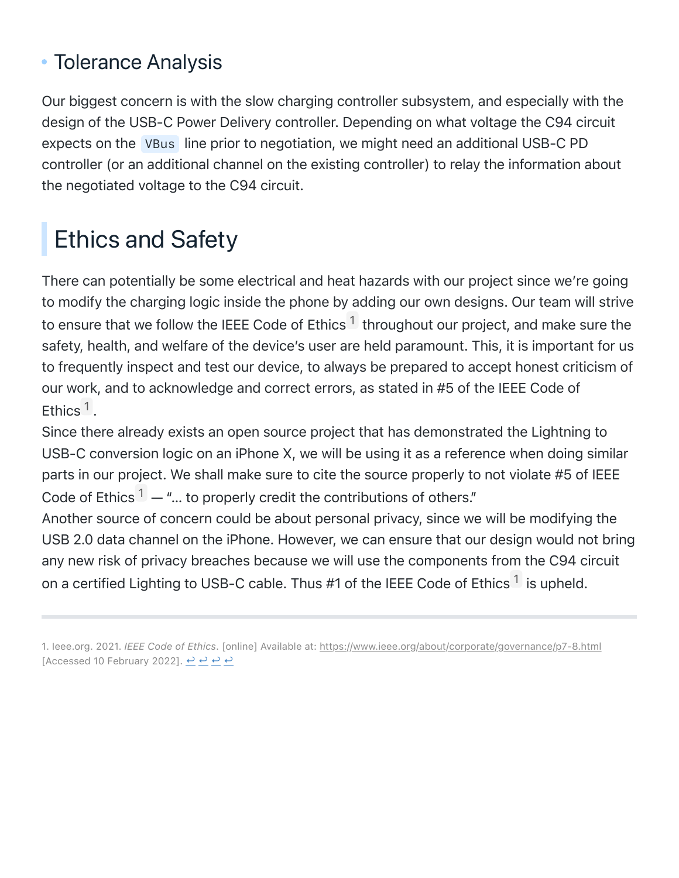- Tolerance Analysis

Our biggest concern is with the slow charging controller subsystem, and especially with the design of the USB-C Power Delivery controller. Depending on what voltage the C94 circuit expects on the `VBus` line prior to negotiation, we might need an additional USB-C PD controller (or an additional channel on the existing controller) to relay the information about the negotiated voltage to the C94 circuit.

# Ethics and Safety

There can potentially be some electrical and heat hazards with our project since we're going to modify the charging logic inside the phone by adding our own designs. Our team will strive to ensure that we follow the IEEE Code of Ethics [1] throughout our project, and make sure the safety, health, and welfare of the device's user are held paramount. This, it is important for us to frequently inspect and test our device, to always be prepared to accept honest criticism of our work, and to acknowledge and correct errors, as stated in #5 of the IEEE Code of Ethics [1].
Since there already exists an open source project that has demonstrated the Lightning to USB-C conversion logic on an iPhone X, we will be using it as a reference when doing similar parts in our project. We shall make sure to cite the source properly to not violate #5 of IEEE Code of Ethics [1] — "... to properly credit the contributions of others."
Another source of concern could be about personal privacy, since we will be modifying the USB 2.0 data channel on the iPhone. However, we can ensure that our design would not bring any new risk of privacy breaches because we will use the components from the C94 circuit on a certified Lighting to USB-C cable. Thus #1 of the IEEE Code of Ethics [1] is upheld.

---

1. Ieee.org. 2021. *IEEE Code of Ethics*. [online] Available at: https://www.ieee.org/about/corporate/governance/p7-8.html [Accessed 10 February 2022]. ↩ ↩ ↩ ↩